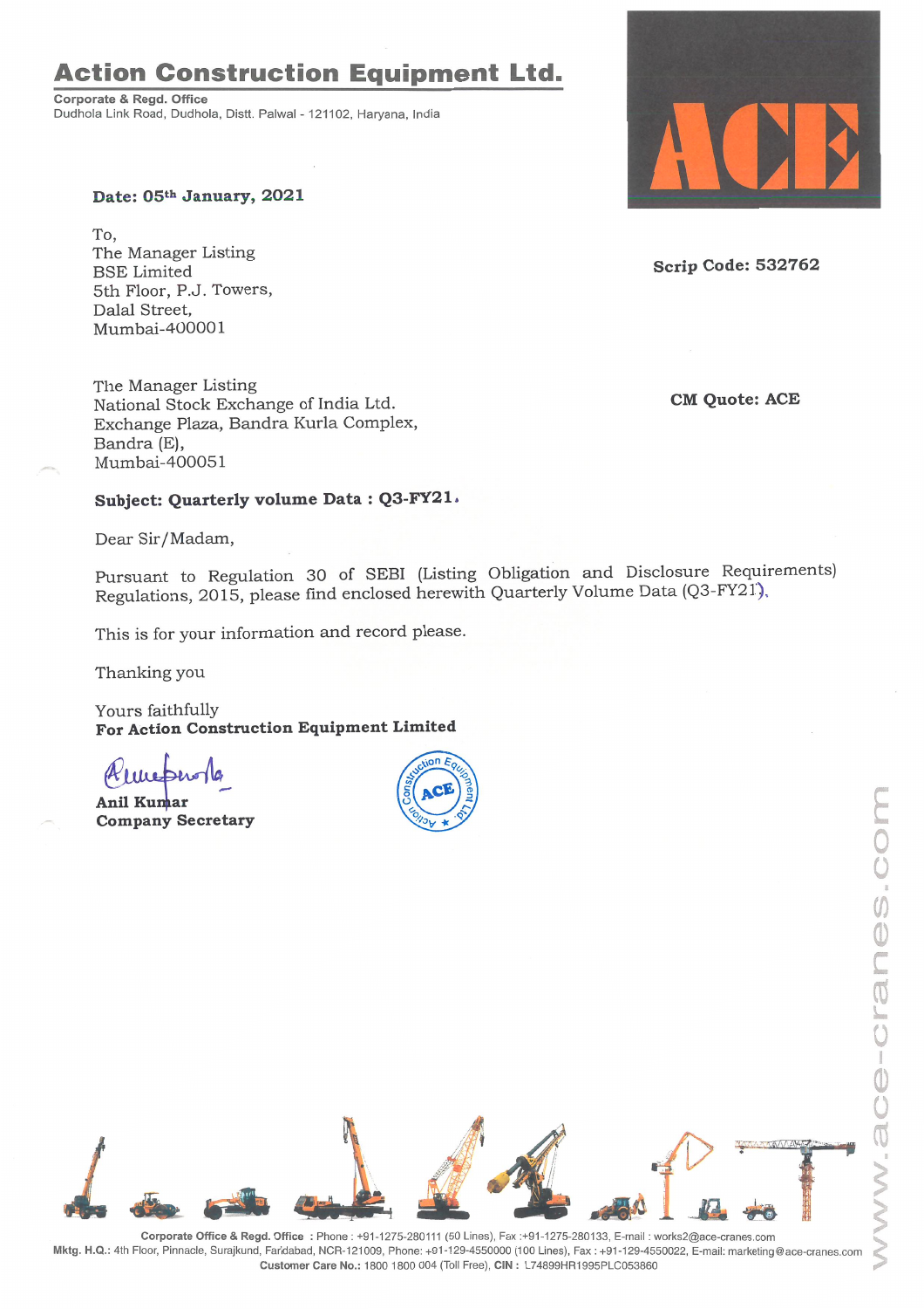# Action Construction Equipment Ltd.

**Corporate & Regd. Office**
Dudhola Link Road, Dudhola, Distt. Palwal - 121102, Haryana, India

**Date: 05th January, 2021**

To,
The Manager Listing
BSE Limited
5th Floor, P.J. Towers,
Dalal Street,
Mumbai-400001

**Scrip Code: 532762**

The Manager Listing
National Stock Exchange of India Ltd.
Exchange Plaza, Bandra Kurla Complex,
Bandra (E),
Mumbai-400051

**CM Quote: ACE**

**Subject: Quarterly volume Data : Q3-FY21.**

Dear Sir/Madam,

Pursuant to Regulation 30 of SEBI (Listing Obligation and Disclosure Requirements) Regulations, 2015, please find enclosed herewith Quarterly Volume Data (Q3-FY21).

This is for your information and record please.

Thanking you

Yours faithfully
**For Action Construction Equipment Limited**

**Anil Kumar**
**Company Secretary**

**Corporate Office & Regd. Office** : Phone : +91-1275-280111 (50 Lines), Fax :+91-1275-280133, E-mail : works2@ace-cranes.com
**Mktg. H.Q.:** 4th Floor, Pinnacle, Surajkund, Faridabad, NCR-121009, Phone: +91-129-4550000 (100 Lines), Fax : +91-129-4550022, E-mail: marketing@ace-cranes.com
**Customer Care No.:** 1800 1800 004 (Toll Free), **CIN :** L74899HR1995PLC053860

www.ace-cranes.com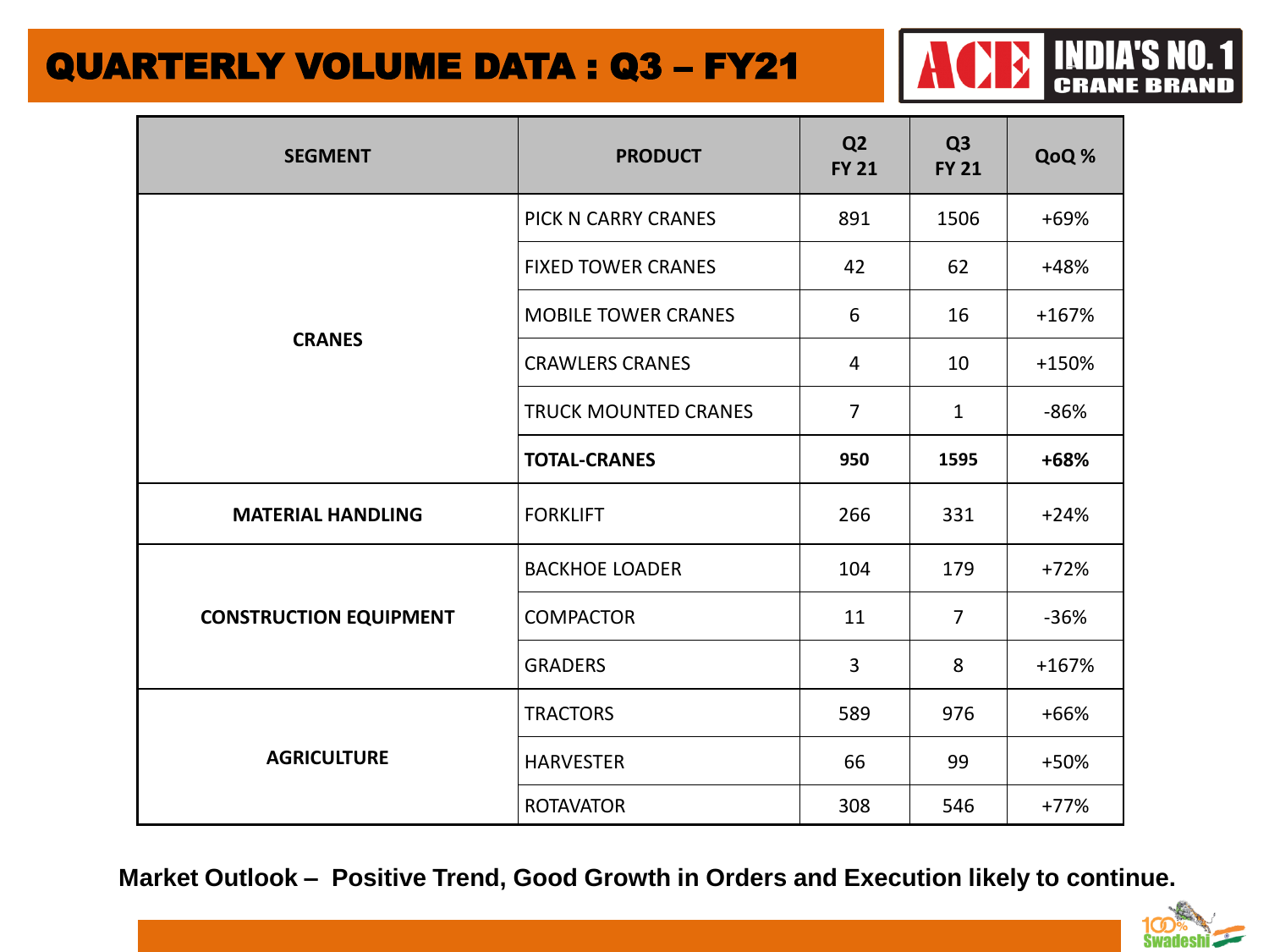# QUARTERLY VOLUME DATA : Q3 – FY21

ACE INDIA'S NO. 1 CRANE BRAND

| SEGMENT | PRODUCT | Q2 FY 21 | Q3 FY 21 | QoQ % |
|---|---|---|---|---|
| CRANES | PICK N CARRY CRANES | 891 | 1506 | +69% |
| | FIXED TOWER CRANES | 42 | 62 | +48% |
| | MOBILE TOWER CRANES | 6 | 16 | +167% |
| | CRAWLERS CRANES | 4 | 10 | +150% |
| | TRUCK MOUNTED CRANES | 7 | 1 | -86% |
| | **TOTAL-CRANES** | **950** | **1595** | **+68%** |
| MATERIAL HANDLING | FORKLIFT | 266 | 331 | +24% |
| CONSTRUCTION EQUIPMENT | BACKHOE LOADER | 104 | 179 | +72% |
| | COMPACTOR | 11 | 7 | -36% |
| | GRADERS | 3 | 8 | +167% |
| AGRICULTURE | TRACTORS | 589 | 976 | +66% |
| | HARVESTER | 66 | 99 | +50% |
| | ROTAVATOR | 308 | 546 | +77% |

**Market Outlook – Positive Trend, Good Growth in Orders and Execution likely to continue.**

100% Swadeshi